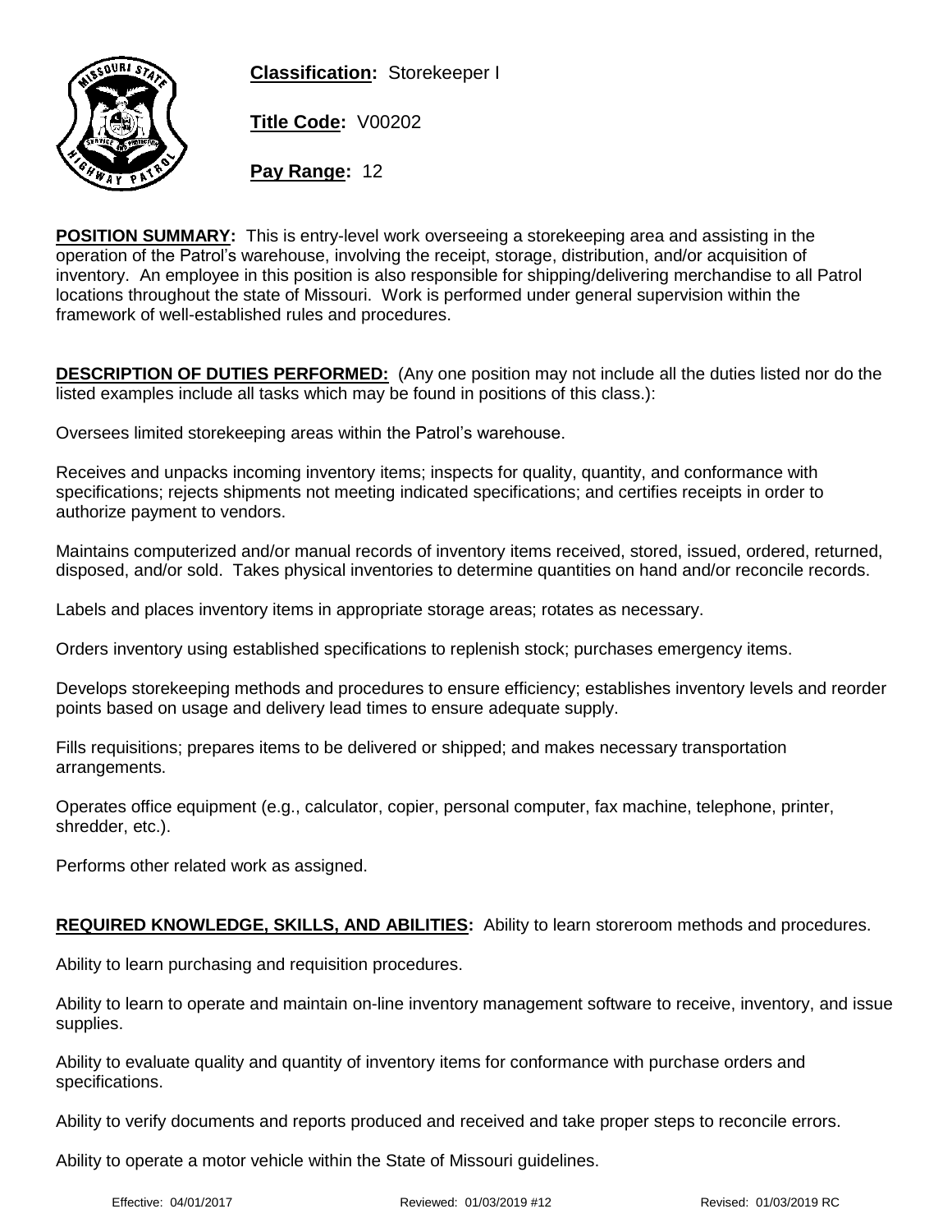**Classification:** Storekeeper I

**Title Code:** V00202

**Pay Range:** 12

**POSITION SUMMARY:** This is entry-level work overseeing a storekeeping area and assisting in the operation of the Patrol's warehouse, involving the receipt, storage, distribution, and/or acquisition of inventory. An employee in this position is also responsible for shipping/delivering merchandise to all Patrol locations throughout the state of Missouri. Work is performed under general supervision within the framework of well-established rules and procedures.

**DESCRIPTION OF DUTIES PERFORMED:** (Any one position may not include all the duties listed nor do the listed examples include all tasks which may be found in positions of this class.):

Oversees limited storekeeping areas within the Patrol's warehouse.

Receives and unpacks incoming inventory items; inspects for quality, quantity, and conformance with specifications; rejects shipments not meeting indicated specifications; and certifies receipts in order to authorize payment to vendors.

Maintains computerized and/or manual records of inventory items received, stored, issued, ordered, returned, disposed, and/or sold. Takes physical inventories to determine quantities on hand and/or reconcile records.

Labels and places inventory items in appropriate storage areas; rotates as necessary.

Orders inventory using established specifications to replenish stock; purchases emergency items.

Develops storekeeping methods and procedures to ensure efficiency; establishes inventory levels and reorder points based on usage and delivery lead times to ensure adequate supply.

Fills requisitions; prepares items to be delivered or shipped; and makes necessary transportation arrangements.

Operates office equipment (e.g., calculator, copier, personal computer, fax machine, telephone, printer, shredder, etc.).

Performs other related work as assigned.

**REQUIRED KNOWLEDGE, SKILLS, AND ABILITIES:** Ability to learn storeroom methods and procedures.

Ability to learn purchasing and requisition procedures.

Ability to learn to operate and maintain on-line inventory management software to receive, inventory, and issue supplies.

Ability to evaluate quality and quantity of inventory items for conformance with purchase orders and specifications.

Ability to verify documents and reports produced and received and take proper steps to reconcile errors.

Ability to operate a motor vehicle within the State of Missouri guidelines.

Effective: 04/01/2017 Reviewed: 01/03/2019 #12 Revised: 01/03/2019 RC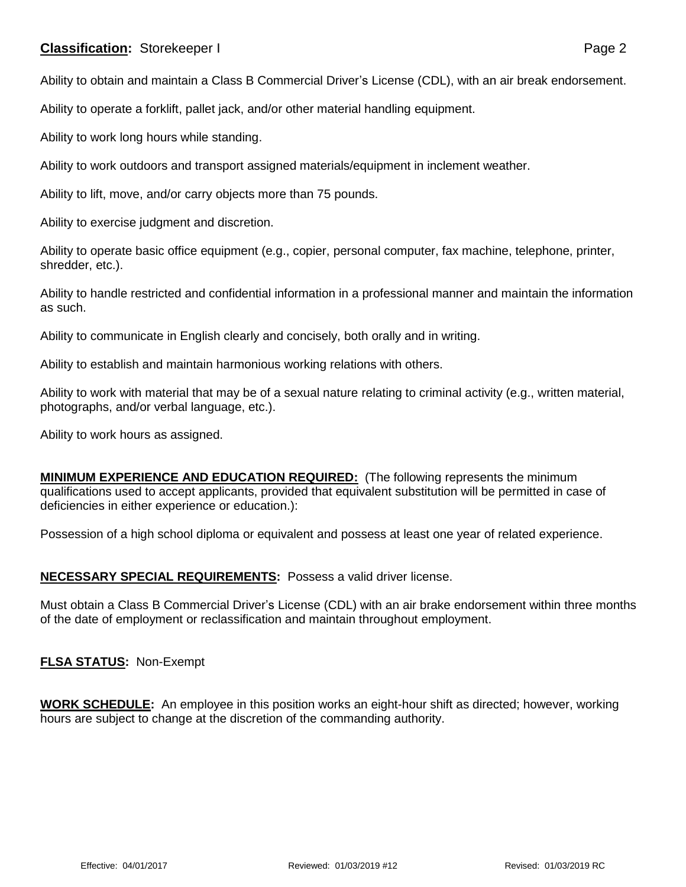Ability to obtain and maintain a Class B Commercial Driver's License (CDL), with an air break endorsement.

Ability to operate a forklift, pallet jack, and/or other material handling equipment.

Ability to work long hours while standing.

Ability to work outdoors and transport assigned materials/equipment in inclement weather.

Ability to lift, move, and/or carry objects more than 75 pounds.

Ability to exercise judgment and discretion.

Ability to operate basic office equipment (e.g., copier, personal computer, fax machine, telephone, printer, shredder, etc.).

Ability to handle restricted and confidential information in a professional manner and maintain the information as such.

Ability to communicate in English clearly and concisely, both orally and in writing.

Ability to establish and maintain harmonious working relations with others.

Ability to work with material that may be of a sexual nature relating to criminal activity (e.g., written material, photographs, and/or verbal language, etc.).

Ability to work hours as assigned.

**MINIMUM EXPERIENCE AND EDUCATION REQUIRED:** (The following represents the minimum qualifications used to accept applicants, provided that equivalent substitution will be permitted in case of deficiencies in either experience or education.):

Possession of a high school diploma or equivalent and possess at least one year of related experience.

**NECESSARY SPECIAL REQUIREMENTS:** Possess a valid driver license.

Must obtain a Class B Commercial Driver's License (CDL) with an air brake endorsement within three months of the date of employment or reclassification and maintain throughout employment.

**FLSA STATUS:** Non-Exempt

**WORK SCHEDULE:** An employee in this position works an eight-hour shift as directed; however, working hours are subject to change at the discretion of the commanding authority.